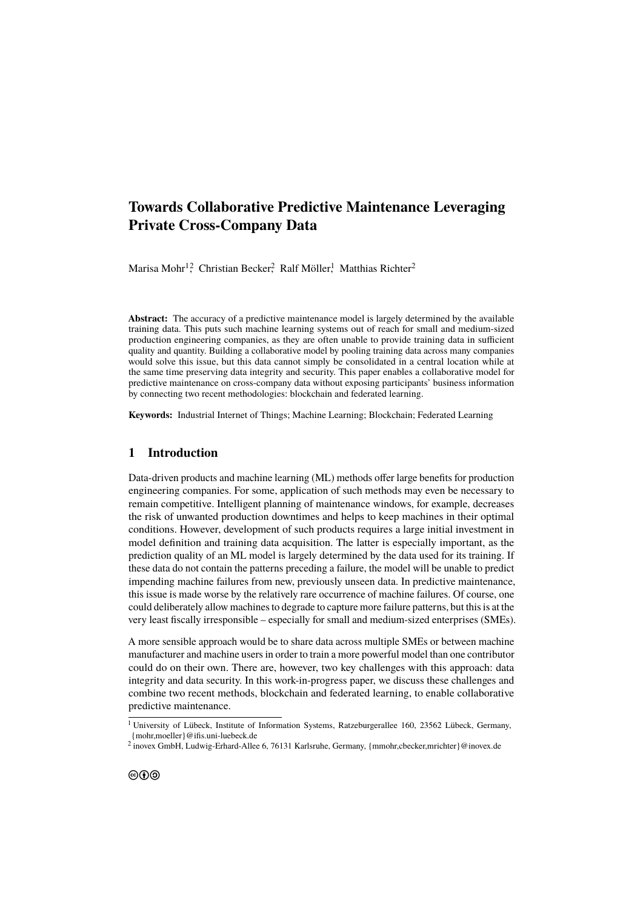# Towards Collaborative Predictive Maintenance Leveraging Private Cross-Company Data

Marisa Mohr[1,2], Christian Becker[2], Ralf Möller[1], Matthias Richter[2]

**Abstract:** The accuracy of a predictive maintenance model is largely determined by the available training data. This puts such machine learning systems out of reach for small and medium-sized production engineering companies, as they are often unable to provide training data in sufficient quality and quantity. Building a collaborative model by pooling training data across many companies would solve this issue, but this data cannot simply be consolidated in a central location while at the same time preserving data integrity and security. This paper enables a collaborative model for predictive maintenance on cross-company data without exposing participants' business information by connecting two recent methodologies: blockchain and federated learning.

**Keywords:** Industrial Internet of Things; Machine Learning; Blockchain; Federated Learning

## 1 Introduction

Data-driven products and machine learning (ML) methods offer large benefits for production engineering companies. For some, application of such methods may even be necessary to remain competitive. Intelligent planning of maintenance windows, for example, decreases the risk of unwanted production downtimes and helps to keep machines in their optimal conditions. However, development of such products requires a large initial investment in model definition and training data acquisition. The latter is especially important, as the prediction quality of an ML model is largely determined by the data used for its training. If these data do not contain the patterns preceding a failure, the model will be unable to predict impending machine failures from new, previously unseen data. In predictive maintenance, this issue is made worse by the relatively rare occurrence of machine failures. Of course, one could deliberately allow machines to degrade to capture more failure patterns, but this is at the very least fiscally irresponsible – especially for small and medium-sized enterprises (SMEs).

A more sensible approach would be to share data across multiple SMEs or between machine manufacturer and machine users in order to train a more powerful model than one contributor could do on their own. There are, however, two key challenges with this approach: data integrity and data security. In this work-in-progress paper, we discuss these challenges and combine two recent methods, blockchain and federated learning, to enable collaborative predictive maintenance.

[1] University of Lübeck, Institute of Information Systems, Ratzeburgerallee 160, 23562 Lübeck, Germany, {mohr,moeller}@ifis.uni-luebeck.de

[2] inovex GmbH, Ludwig-Erhard-Allee 6, 76131 Karlsruhe, Germany, {mmohr,cbecker,mrichter}@inovex.de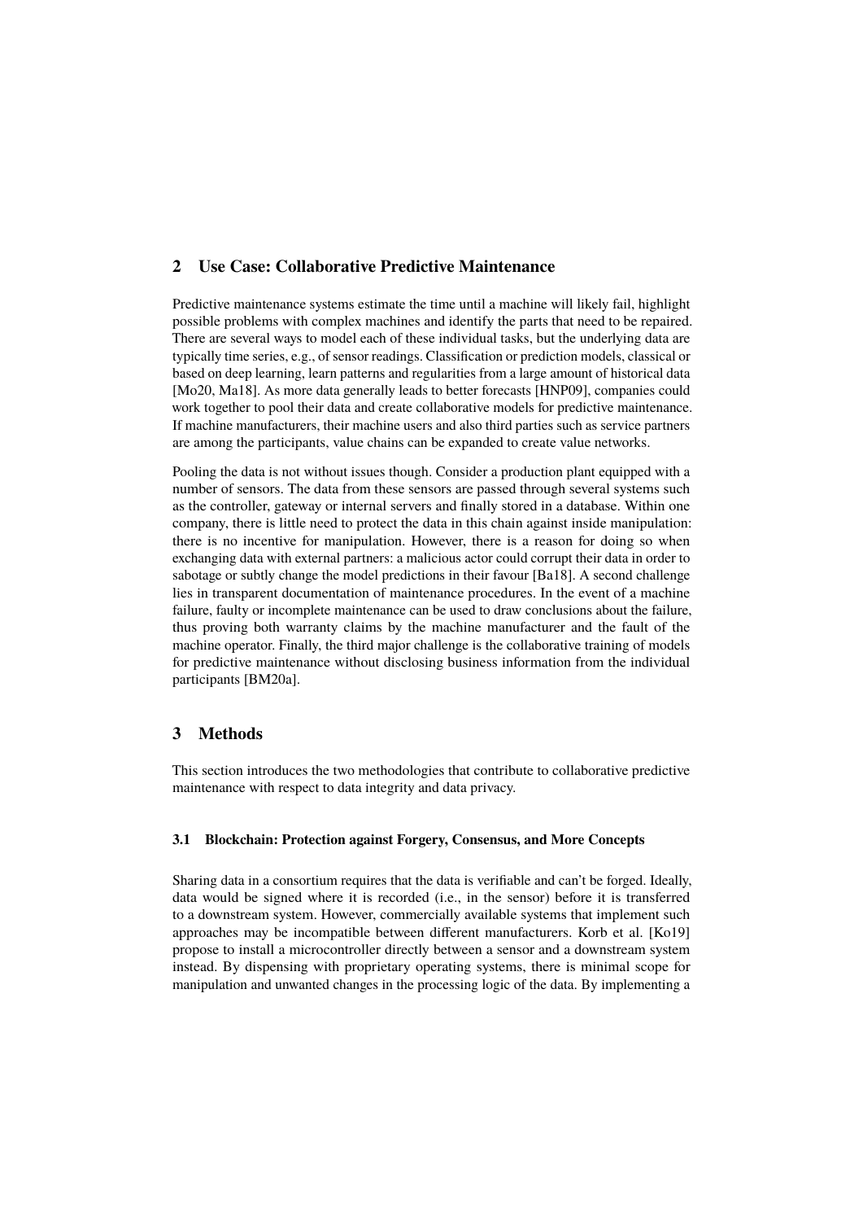## 2 Use Case: Collaborative Predictive Maintenance

Predictive maintenance systems estimate the time until a machine will likely fail, highlight possible problems with complex machines and identify the parts that need to be repaired. There are several ways to model each of these individual tasks, but the underlying data are typically time series, e.g., of sensor readings. Classification or prediction models, classical or based on deep learning, learn patterns and regularities from a large amount of historical data [Mo20, Ma18]. As more data generally leads to better forecasts [HNP09], companies could work together to pool their data and create collaborative models for predictive maintenance. If machine manufacturers, their machine users and also third parties such as service partners are among the participants, value chains can be expanded to create value networks.

Pooling the data is not without issues though. Consider a production plant equipped with a number of sensors. The data from these sensors are passed through several systems such as the controller, gateway or internal servers and finally stored in a database. Within one company, there is little need to protect the data in this chain against inside manipulation: there is no incentive for manipulation. However, there is a reason for doing so when exchanging data with external partners: a malicious actor could corrupt their data in order to sabotage or subtly change the model predictions in their favour [Ba18]. A second challenge lies in transparent documentation of maintenance procedures. In the event of a machine failure, faulty or incomplete maintenance can be used to draw conclusions about the failure, thus proving both warranty claims by the machine manufacturer and the fault of the machine operator. Finally, the third major challenge is the collaborative training of models for predictive maintenance without disclosing business information from the individual participants [BM20a].

## 3 Methods

This section introduces the two methodologies that contribute to collaborative predictive maintenance with respect to data integrity and data privacy.

### 3.1 Blockchain: Protection against Forgery, Consensus, and More Concepts

Sharing data in a consortium requires that the data is verifiable and can't be forged. Ideally, data would be signed where it is recorded (i.e., in the sensor) before it is transferred to a downstream system. However, commercially available systems that implement such approaches may be incompatible between different manufacturers. Korb et al. [Ko19] propose to install a microcontroller directly between a sensor and a downstream system instead. By dispensing with proprietary operating systems, there is minimal scope for manipulation and unwanted changes in the processing logic of the data. By implementing a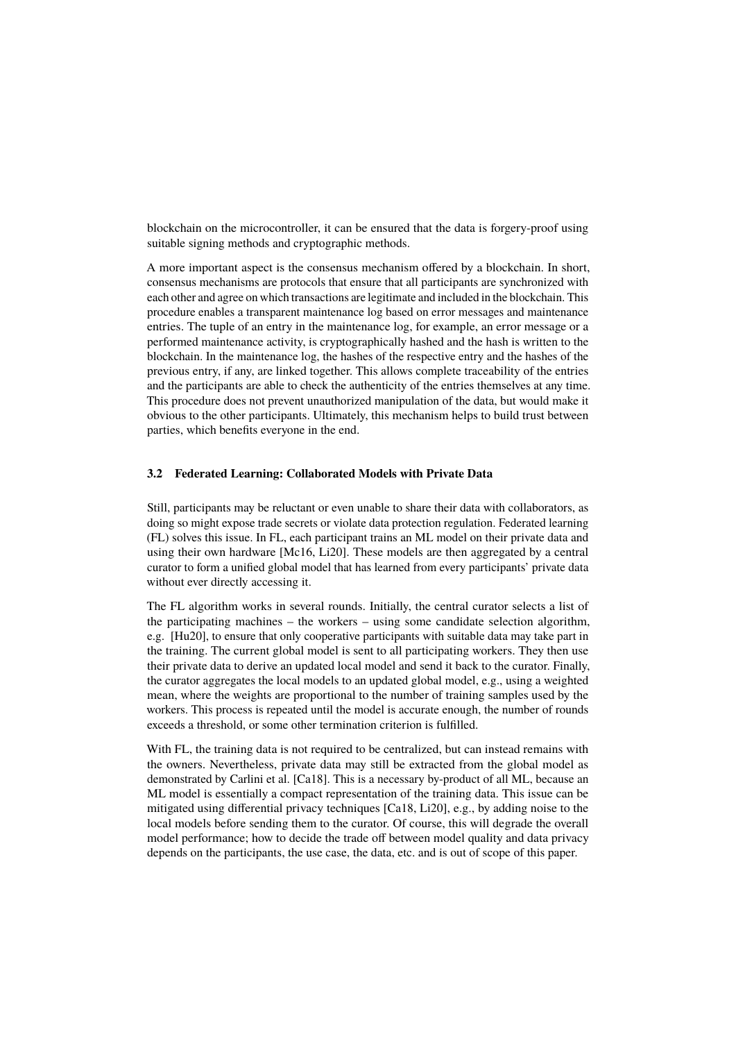blockchain on the microcontroller, it can be ensured that the data is forgery-proof using suitable signing methods and cryptographic methods.

A more important aspect is the consensus mechanism offered by a blockchain. In short, consensus mechanisms are protocols that ensure that all participants are synchronized with each other and agree on which transactions are legitimate and included in the blockchain. This procedure enables a transparent maintenance log based on error messages and maintenance entries. The tuple of an entry in the maintenance log, for example, an error message or a performed maintenance activity, is cryptographically hashed and the hash is written to the blockchain. In the maintenance log, the hashes of the respective entry and the hashes of the previous entry, if any, are linked together. This allows complete traceability of the entries and the participants are able to check the authenticity of the entries themselves at any time. This procedure does not prevent unauthorized manipulation of the data, but would make it obvious to the other participants. Ultimately, this mechanism helps to build trust between parties, which benefits everyone in the end.

### 3.2 Federated Learning: Collaborated Models with Private Data

Still, participants may be reluctant or even unable to share their data with collaborators, as doing so might expose trade secrets or violate data protection regulation. Federated learning (FL) solves this issue. In FL, each participant trains an ML model on their private data and using their own hardware [Mc16, Li20]. These models are then aggregated by a central curator to form a unified global model that has learned from every participants' private data without ever directly accessing it.

The FL algorithm works in several rounds. Initially, the central curator selects a list of the participating machines – the workers – using some candidate selection algorithm, e.g. [Hu20], to ensure that only cooperative participants with suitable data may take part in the training. The current global model is sent to all participating workers. They then use their private data to derive an updated local model and send it back to the curator. Finally, the curator aggregates the local models to an updated global model, e.g., using a weighted mean, where the weights are proportional to the number of training samples used by the workers. This process is repeated until the model is accurate enough, the number of rounds exceeds a threshold, or some other termination criterion is fulfilled.

With FL, the training data is not required to be centralized, but can instead remains with the owners. Nevertheless, private data may still be extracted from the global model as demonstrated by Carlini et al. [Ca18]. This is a necessary by-product of all ML, because an ML model is essentially a compact representation of the training data. This issue can be mitigated using differential privacy techniques [Ca18, Li20], e.g., by adding noise to the local models before sending them to the curator. Of course, this will degrade the overall model performance; how to decide the trade off between model quality and data privacy depends on the participants, the use case, the data, etc. and is out of scope of this paper.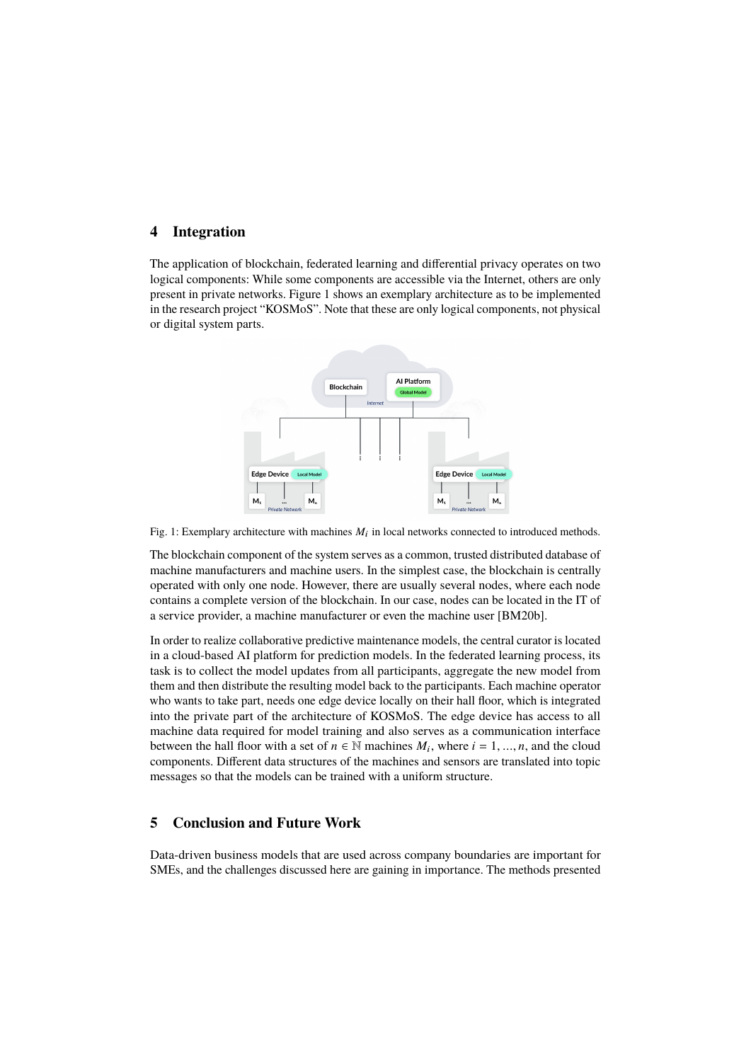## 4 Integration

The application of blockchain, federated learning and differential privacy operates on two logical components: While some components are accessible via the Internet, others are only present in private networks. Figure 1 shows an exemplary architecture as to be implemented in the research project "KOSMoS". Note that these are only logical components, not physical or digital system parts.

Fig. 1: Exemplary architecture with machines $M_i$ in local networks connected to introduced methods.

The blockchain component of the system serves as a common, trusted distributed database of machine manufacturers and machine users. In the simplest case, the blockchain is centrally operated with only one node. However, there are usually several nodes, where each node contains a complete version of the blockchain. In our case, nodes can be located in the IT of a service provider, a machine manufacturer or even the machine user [BM20b].

In order to realize collaborative predictive maintenance models, the central curator is located in a cloud-based AI platform for prediction models. In the federated learning process, its task is to collect the model updates from all participants, aggregate the new model from them and then distribute the resulting model back to the participants. Each machine operator who wants to take part, needs one edge device locally on their hall floor, which is integrated into the private part of the architecture of KOSMoS. The edge device has access to all machine data required for model training and also serves as a communication interface between the hall floor with a set of $n \in \mathbb{N}$ machines $M_i$, where $i = 1, ..., n$, and the cloud components. Different data structures of the machines and sensors are translated into topic messages so that the models can be trained with a uniform structure.

## 5 Conclusion and Future Work

Data-driven business models that are used across company boundaries are important for SMEs, and the challenges discussed here are gaining in importance. The methods presented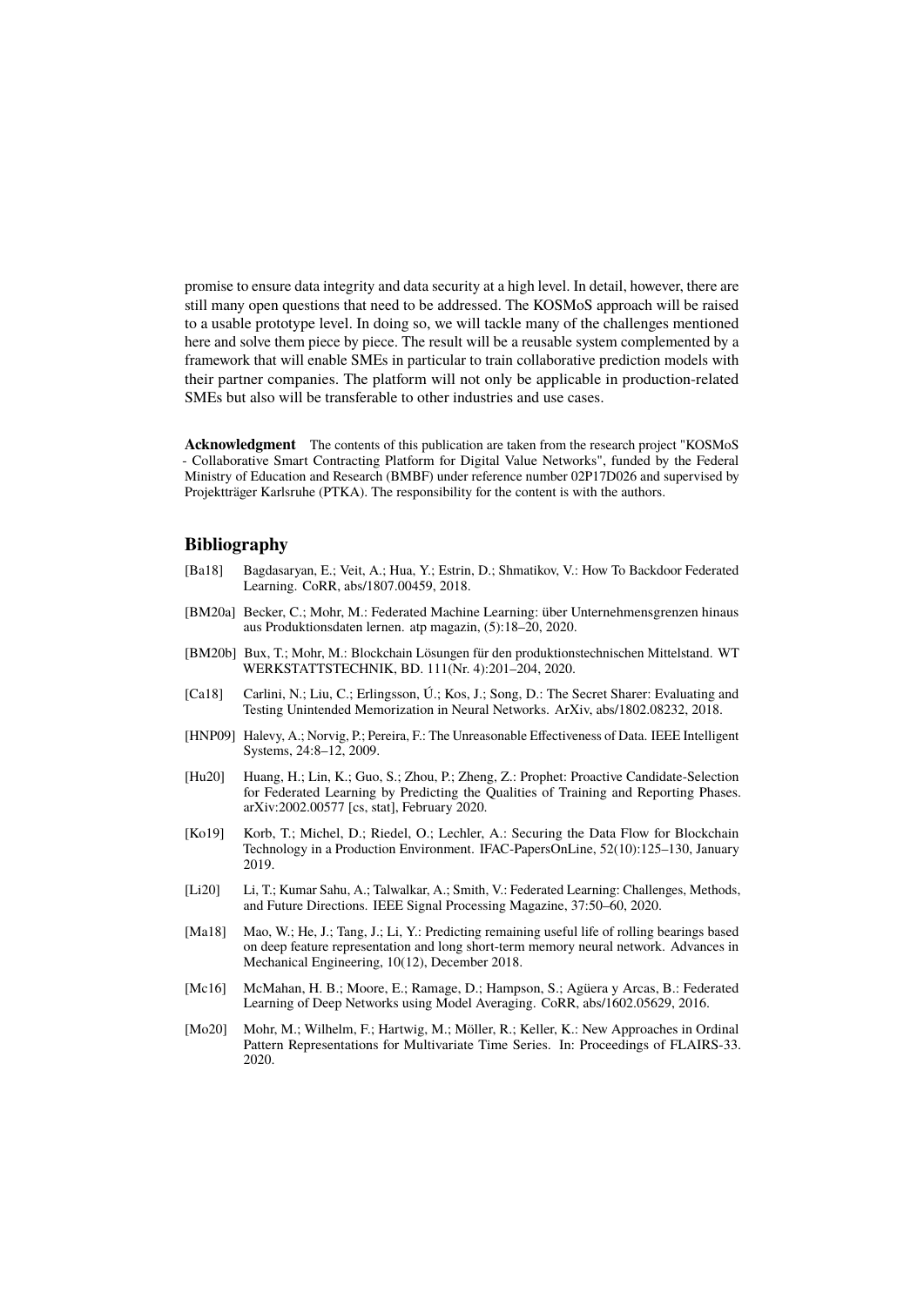promise to ensure data integrity and data security at a high level. In detail, however, there are still many open questions that need to be addressed. The KOSMoS approach will be raised to a usable prototype level. In doing so, we will tackle many of the challenges mentioned here and solve them piece by piece. The result will be a reusable system complemented by a framework that will enable SMEs in particular to train collaborative prediction models with their partner companies. The platform will not only be applicable in production-related SMEs but also will be transferable to other industries and use cases.

**Acknowledgment** The contents of this publication are taken from the research project "KOSMoS - Collaborative Smart Contracting Platform for Digital Value Networks", funded by the Federal Ministry of Education and Research (BMBF) under reference number 02P17D026 and supervised by Projektträger Karlsruhe (PTKA). The responsibility for the content is with the authors.

## Bibliography

[Ba18] Bagdasaryan, E.; Veit, A.; Hua, Y.; Estrin, D.; Shmatikov, V.: How To Backdoor Federated Learning. CoRR, abs/1807.00459, 2018.

[BM20a] Becker, C.; Mohr, M.: Federated Machine Learning: über Unternehmensgrenzen hinaus aus Produktionsdaten lernen. atp magazin, (5):18–20, 2020.

[BM20b] Bux, T.; Mohr, M.: Blockchain Lösungen für den produktionstechnischen Mittelstand. WT WERKSTATTSTECHNIK, BD. 111(Nr. 4):201–204, 2020.

[Ca18] Carlini, N.; Liu, C.; Erlingsson, Ú.; Kos, J.; Song, D.: The Secret Sharer: Evaluating and Testing Unintended Memorization in Neural Networks. ArXiv, abs/1802.08232, 2018.

[HNP09] Halevy, A.; Norvig, P.; Pereira, F.: The Unreasonable Effectiveness of Data. IEEE Intelligent Systems, 24:8–12, 2009.

[Hu20] Huang, H.; Lin, K.; Guo, S.; Zhou, P.; Zheng, Z.: Prophet: Proactive Candidate-Selection for Federated Learning by Predicting the Qualities of Training and Reporting Phases. arXiv:2002.00577 [cs, stat], February 2020.

[Ko19] Korb, T.; Michel, D.; Riedel, O.; Lechler, A.: Securing the Data Flow for Blockchain Technology in a Production Environment. IFAC-PapersOnLine, 52(10):125–130, January 2019.

[Li20] Li, T.; Kumar Sahu, A.; Talwalkar, A.; Smith, V.: Federated Learning: Challenges, Methods, and Future Directions. IEEE Signal Processing Magazine, 37:50–60, 2020.

[Ma18] Mao, W.; He, J.; Tang, J.; Li, Y.: Predicting remaining useful life of rolling bearings based on deep feature representation and long short-term memory neural network. Advances in Mechanical Engineering, 10(12), December 2018.

[Mc16] McMahan, H. B.; Moore, E.; Ramage, D.; Hampson, S.; Agüera y Arcas, B.: Federated Learning of Deep Networks using Model Averaging. CoRR, abs/1602.05629, 2016.

[Mo20] Mohr, M.; Wilhelm, F.; Hartwig, M.; Möller, R.; Keller, K.: New Approaches in Ordinal Pattern Representations for Multivariate Time Series. In: Proceedings of FLAIRS-33. 2020.